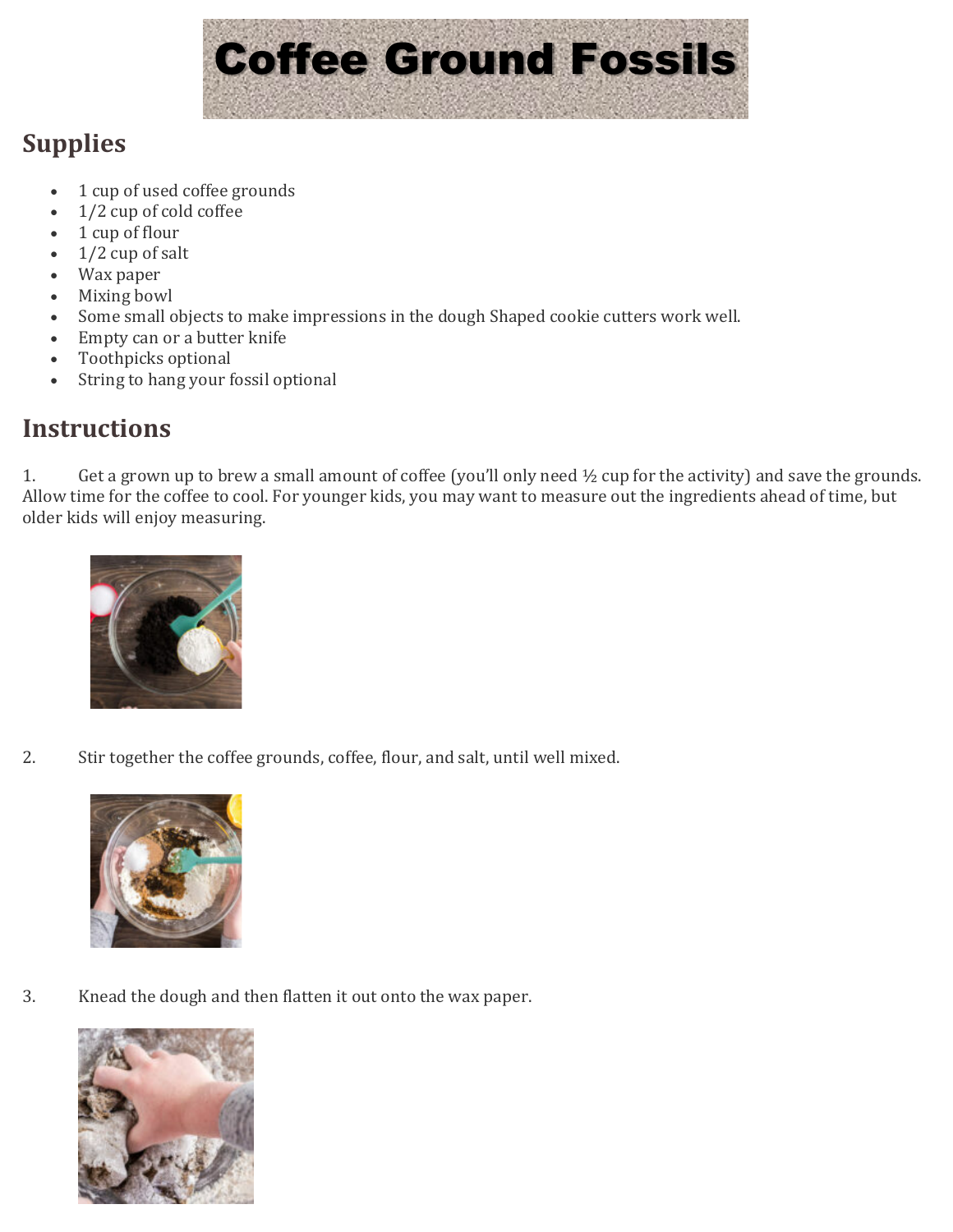# Coffee Ground Fossils

## Supplies

- 1 cup of used coffee grounds
- 1/2 cup of cold coffee
- 1 cup of flour
- 1/2 cup of salt
- Wax paper
- Mixing bowl
- Some small objects to make impressions in the dough Shaped cookie cutters work well.
- Empty can or a butter knife
- Toothpicks optional
- String to hang your fossil optional

## Instructions

1. Get a grown up to brew a small amount of coffee (you'll only need ½ cup for the activity) and save the grounds. Allow time for the coffee to cool. For younger kids, you may want to measure out the ingredients ahead of time, but older kids will enjoy measuring.

2. Stir together the coffee grounds, coffee, flour, and salt, until well mixed.

3. Knead the dough and then flatten it out onto the wax paper.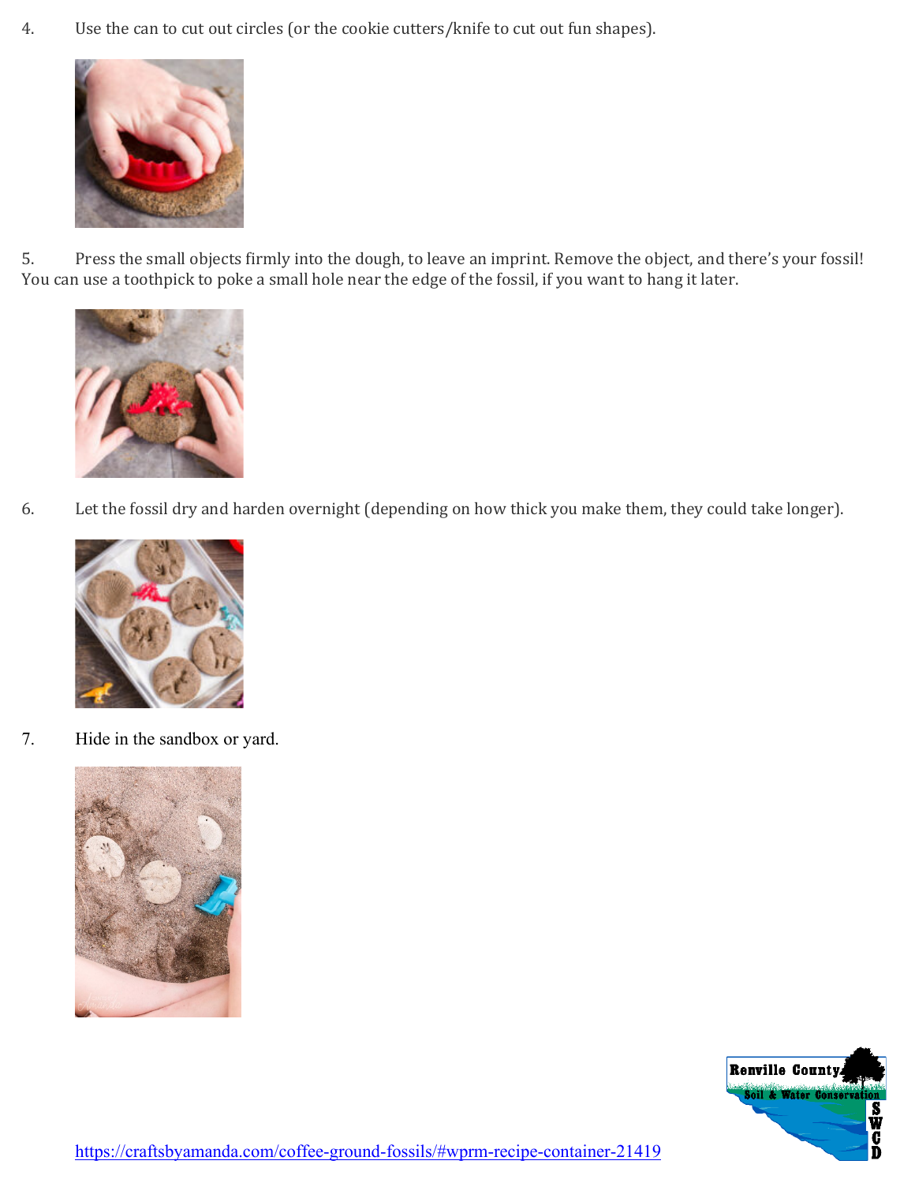4. Use the can to cut out circles (or the cookie cutters/knife to cut out fun shapes).

5. Press the small objects firmly into the dough, to leave an imprint. Remove the object, and there's your fossil! You can use a toothpick to poke a small hole near the edge of the fossil, if you want to hang it later.

6. Let the fossil dry and harden overnight (depending on how thick you make them, they could take longer).

7. Hide in the sandbox or yard.

https://craftsbyamanda.com/coffee-ground-fossils/#wprm-recipe-container-21419

Renville County Soil & Water Conservation SWCD